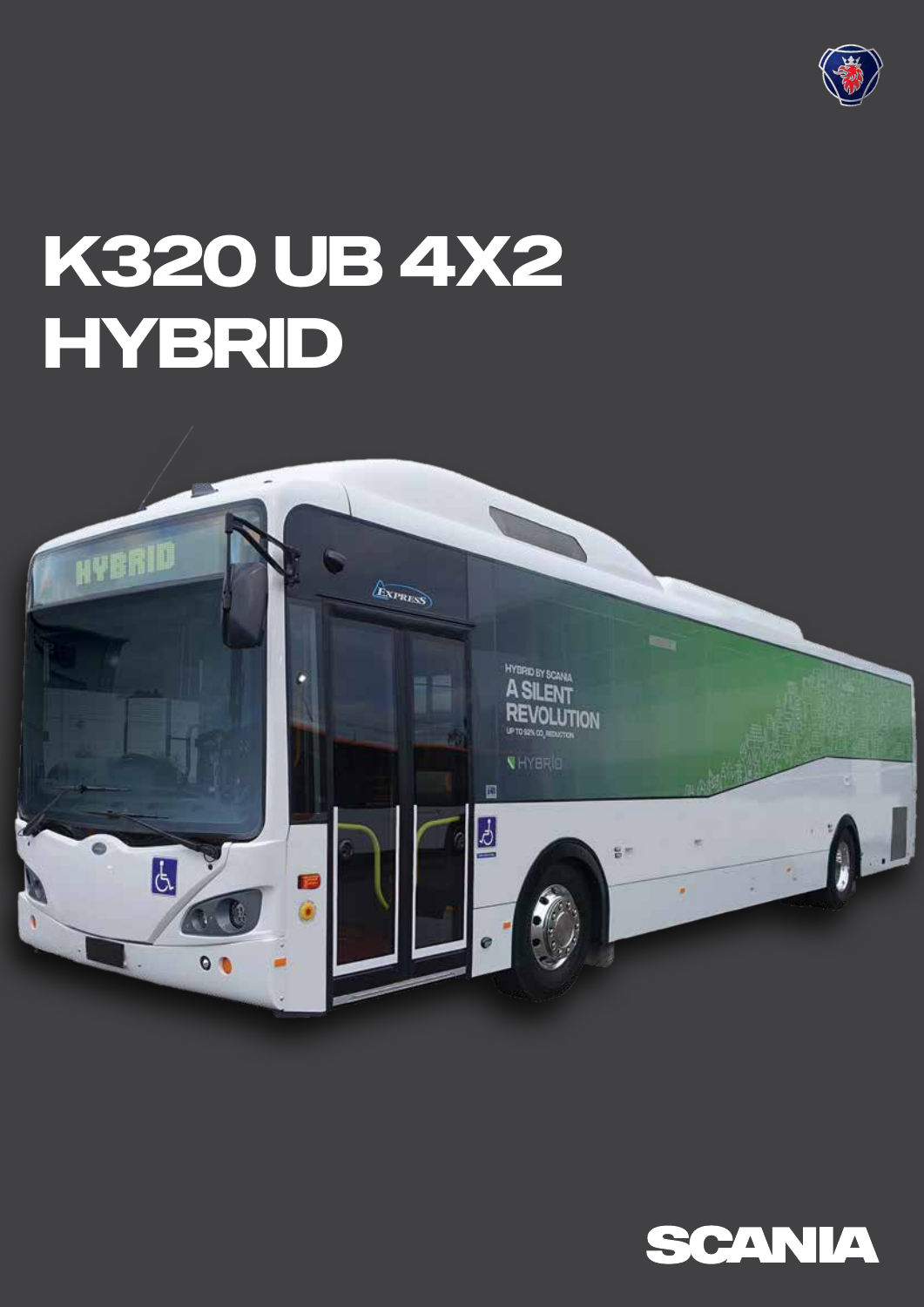# K320 UB 4X2 HYBRID

SCANIA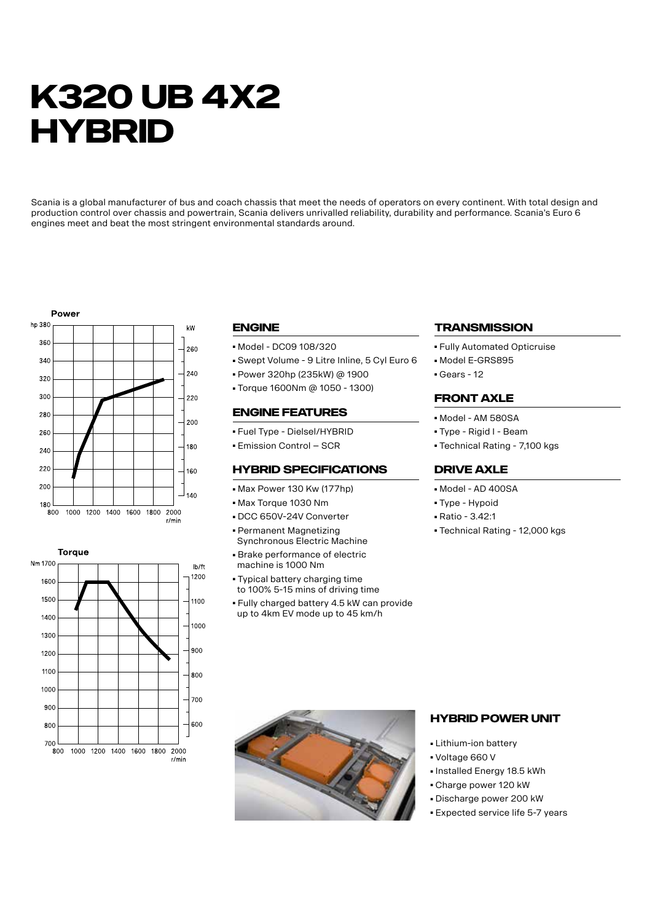# K320 UB 4X2 HYBRID

Scania is a global manufacturer of bus and coach chassis that meet the needs of operators on every continent. With total design and production control over chassis and powertrain, Scania delivers unrivalled reliability, durability and performance. Scania's Euro 6 engines meet and beat the most stringent environmental standards around.

**Power**

**Torque**

## ENGINE

- Model - DC09 108/320
- Swept Volume - 9 Litre Inline, 5 Cyl Euro 6
- Power 320hp (235kW) @ 1900
- Torque 1600Nm @ 1050 - 1300)

## ENGINE FEATURES

- Fuel Type - Dielsel/HYBRID
- Emission Control – SCR

## HYBRID SPECIFICATIONS

- Max Power 130 Kw (177hp)
- Max Torque 1030 Nm
- DCC 650V-24V Converter
- Permanent Magnetizing Synchronous Electric Machine
- Brake performance of electric machine is 1000 Nm
- Typical battery charging time to 100% 5-15 mins of driving time
- Fully charged battery 4.5 kW can provide up to 4km EV mode up to 45 km/h

## TRANSMISSION

- Fully Automated Opticruise
- Model E-GRS895
- Gears - 12

## FRONT AXLE

- Model - AM 580SA
- Type - Rigid I - Beam
- Technical Rating - 7,100 kgs

## DRIVE AXLE

- Model - AD 400SA
- Type - Hypoid
- Ratio - 3.42:1
- Technical Rating - 12,000 kgs

## HYBRID POWER UNIT

- Lithium-ion battery
- Voltage 660 V
- Installed Energy 18.5 kWh
- Charge power 120 kW
- Discharge power 200 kW
- Expected service life 5-7 years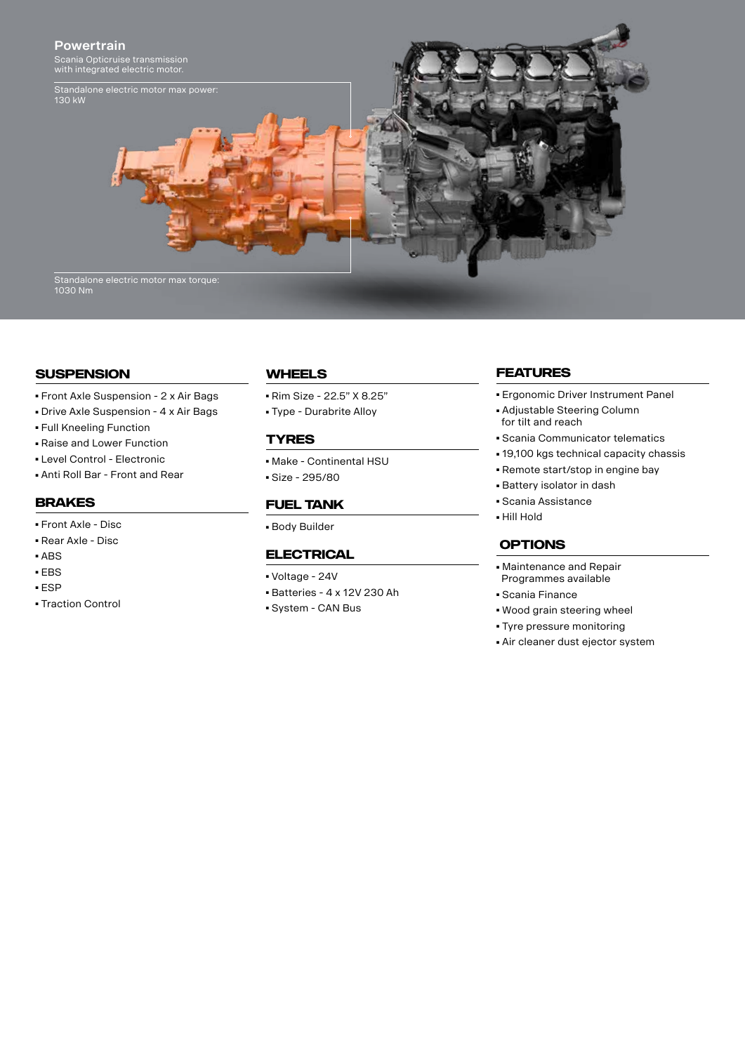## Powertrain

Scania Opticruise transmission with integrated electric motor.

Standalone electric motor max power: 130 kW

Standalone electric motor max torque: 1030 Nm

## SUSPENSION

- Front Axle Suspension - 2 x Air Bags
- Drive Axle Suspension - 4 x Air Bags
- Full Kneeling Function
- Raise and Lower Function
- Level Control - Electronic
- Anti Roll Bar - Front and Rear

## BRAKES

- Front Axle - Disc
- Rear Axle - Disc
- ABS
- EBS
- ESP
- Traction Control

## WHEELS

- Rim Size - 22.5" X 8.25"
- Type - Durabrite Alloy

## TYRES

- Make - Continental HSU
- Size - 295/80

## FUEL TANK

- Body Builder

## ELECTRICAL

- Voltage - 24V
- Batteries - 4 x 12V 230 Ah
- System - CAN Bus

## FEATURES

- Ergonomic Driver Instrument Panel
- Adjustable Steering Column for tilt and reach
- Scania Communicator telematics
- 19,100 kgs technical capacity chassis
- Remote start/stop in engine bay
- Battery isolator in dash
- Scania Assistance
- Hill Hold

## OPTIONS

- Maintenance and Repair Programmes available
- Scania Finance
- Wood grain steering wheel
- Tyre pressure monitoring
- Air cleaner dust ejector system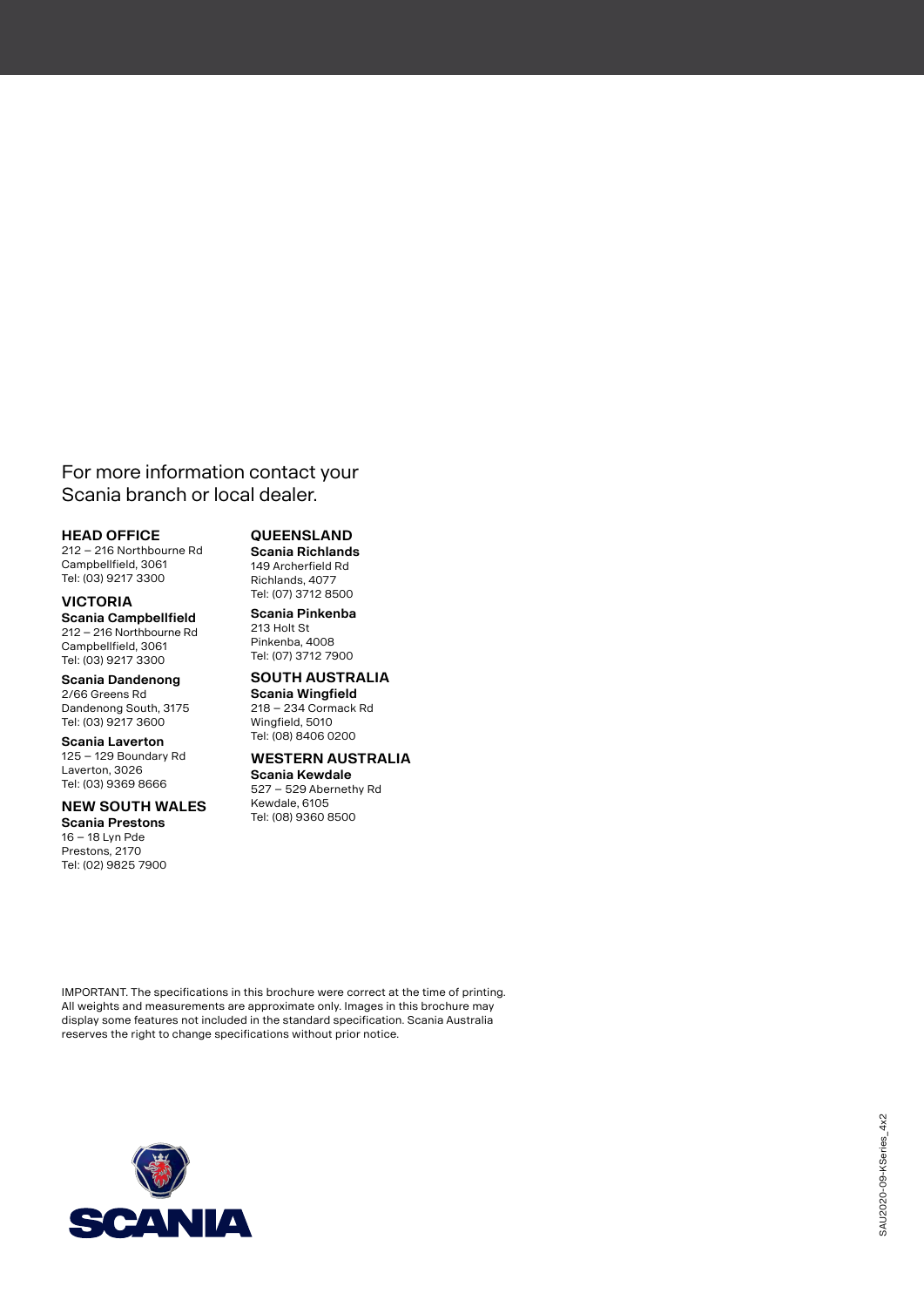For more information contact your Scania branch or local dealer.

**HEAD OFFICE**
212 – 216 Northbourne Rd
Campbellfield, 3061
Tel: (03) 9217 3300

**VICTORIA**

**Scania Campbellfield**
212 – 216 Northbourne Rd
Campbellfield, 3061
Tel: (03) 9217 3300

**Scania Dandenong**
2/66 Greens Rd
Dandenong South, 3175
Tel: (03) 9217 3600

**Scania Laverton**
125 – 129 Boundary Rd
Laverton, 3026
Tel: (03) 9369 8666

**NEW SOUTH WALES**

**Scania Prestons**
16 – 18 Lyn Pde
Prestons, 2170
Tel: (02) 9825 7900

**QUEENSLAND**

**Scania Richlands**
149 Archerfield Rd
Richlands, 4077
Tel: (07) 3712 8500

**Scania Pinkenba**
213 Holt St
Pinkenba, 4008
Tel: (07) 3712 7900

**SOUTH AUSTRALIA**

**Scania Wingfield**
218 – 234 Cormack Rd
Wingfield, 5010
Tel: (08) 8406 0200

**WESTERN AUSTRALIA**

**Scania Kewdale**
527 – 529 Abernethy Rd
Kewdale, 6105
Tel: (08) 9360 8500

IMPORTANT. The specifications in this brochure were correct at the time of printing. All weights and measurements are approximate only. Images in this brochure may display some features not included in the standard specification. Scania Australia reserves the right to change specifications without prior notice.

SCANIA

SAU2020-09-KSeries_4x2